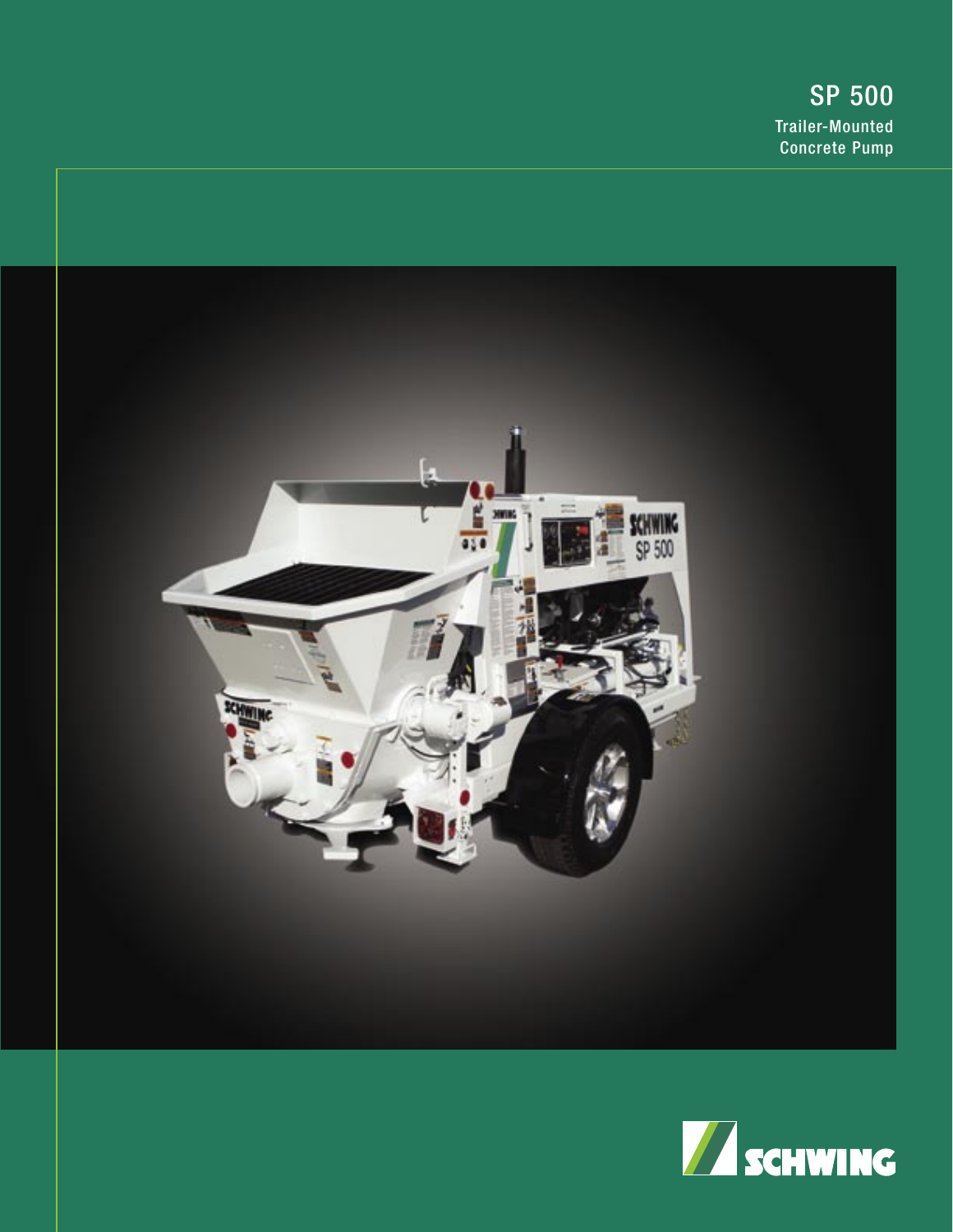# SP 500

Trailer-Mounted Concrete Pump

SCHWING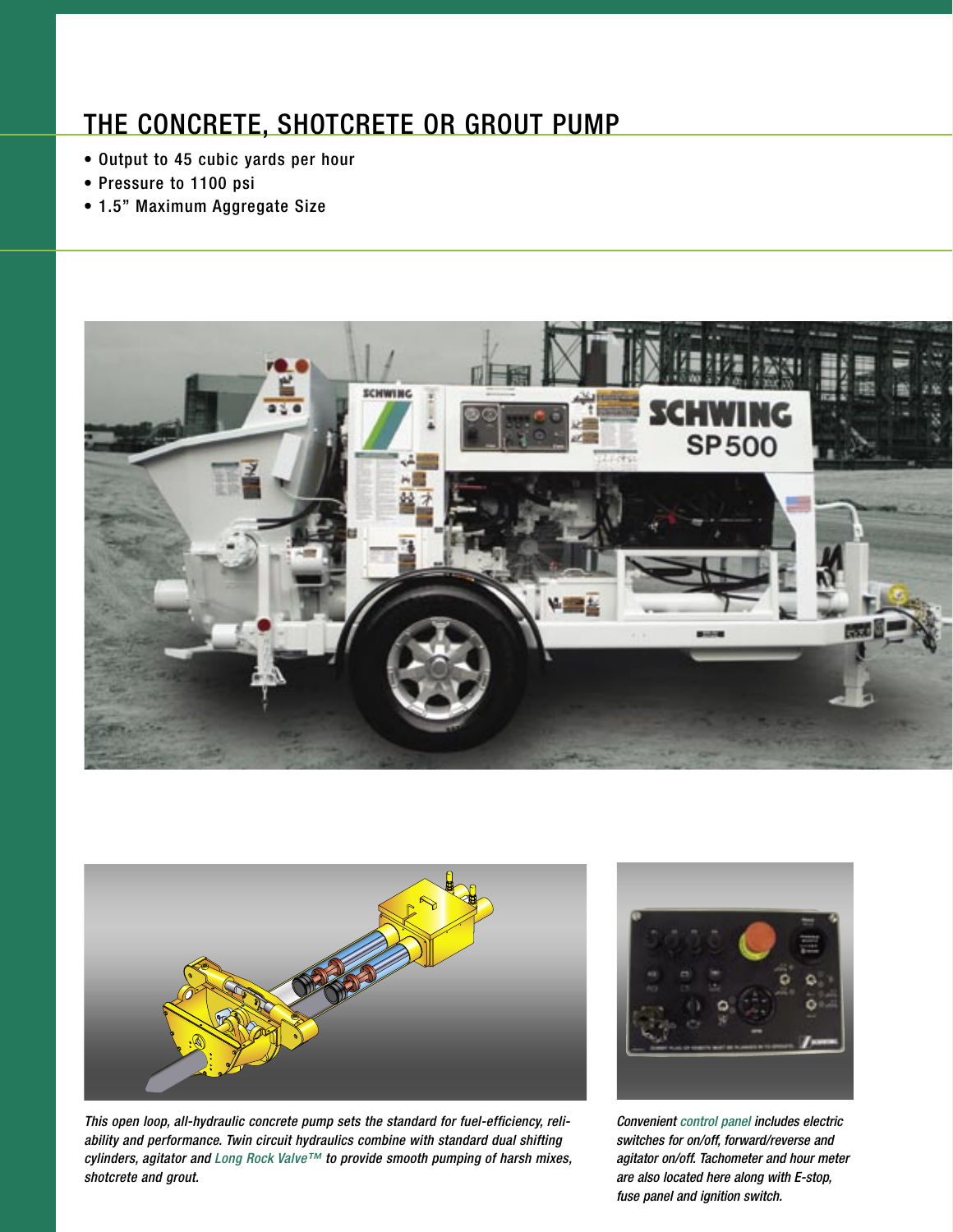## THE CONCRETE, SHOTCRETE OR GROUT PUMP

- Output to 45 cubic yards per hour
- Pressure to 1100 psi
- 1.5" Maximum Aggregate Size

*This open loop, all-hydraulic concrete pump sets the standard for fuel-efficiency, reliability and performance. Twin circuit hydraulics combine with standard dual shifting cylinders, agitator and Long Rock Valve™ to provide smooth pumping of harsh mixes, shotcrete and grout.*

*Convenient control panel includes electric switches for on/off, forward/reverse and agitator on/off. Tachometer and hour meter are also located here along with E-stop, fuse panel and ignition switch.*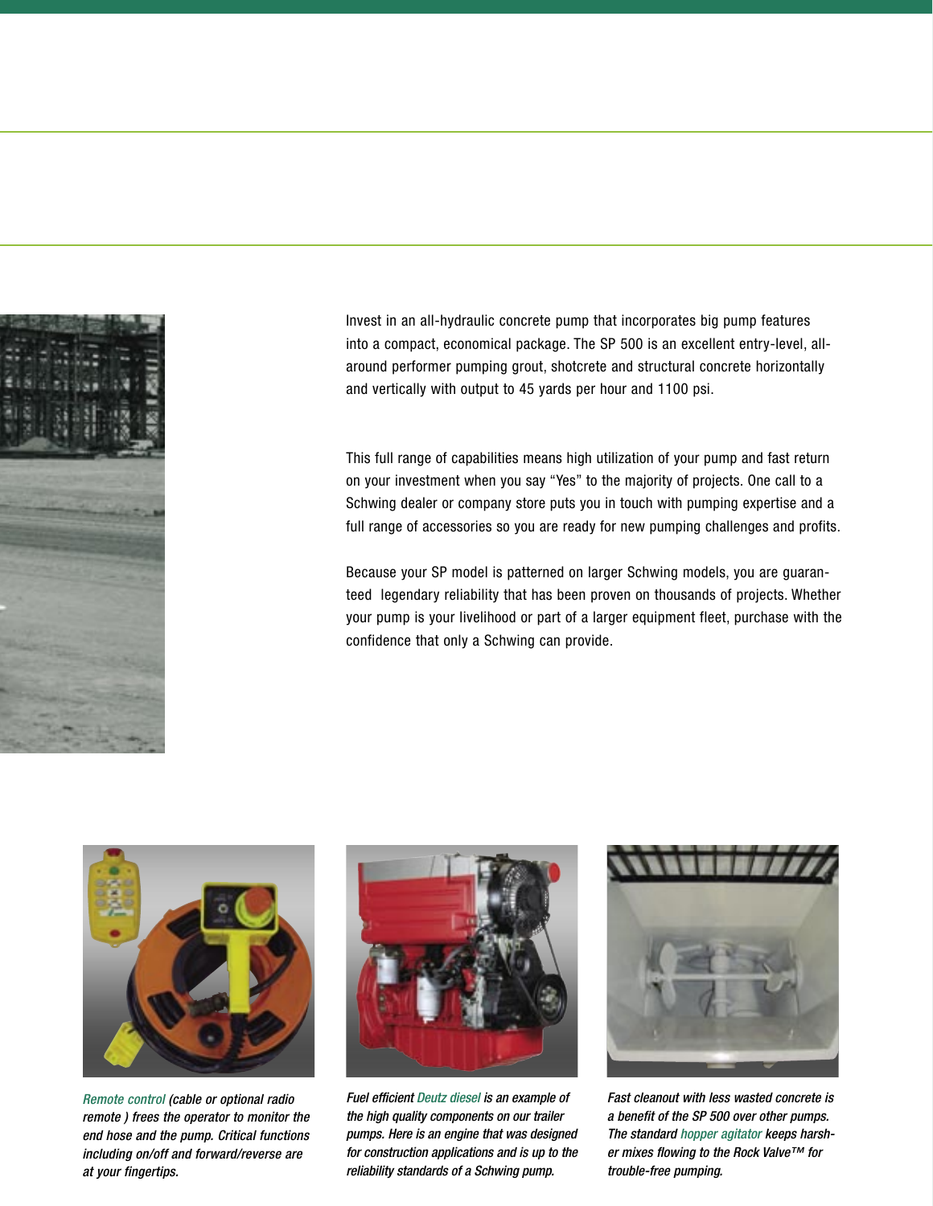Invest in an all-hydraulic concrete pump that incorporates big pump features into a compact, economical package. The SP 500 is an excellent entry-level, all-around performer pumping grout, shotcrete and structural concrete horizontally and vertically with output to 45 yards per hour and 1100 psi.

This full range of capabilities means high utilization of your pump and fast return on your investment when you say "Yes" to the majority of projects. One call to a Schwing dealer or company store puts you in touch with pumping expertise and a full range of accessories so you are ready for new pumping challenges and profits.

Because your SP model is patterned on larger Schwing models, you are guaranteed legendary reliability that has been proven on thousands of projects. Whether your pump is your livelihood or part of a larger equipment fleet, purchase with the confidence that only a Schwing can provide.

*Remote control (cable or optional radio remote ) frees the operator to monitor the end hose and the pump. Critical functions including on/off and forward/reverse are at your fingertips.*

*Fuel efficient Deutz diesel is an example of the high quality components on our trailer pumps. Here is an engine that was designed for construction applications and is up to the reliability standards of a Schwing pump.*

*Fast cleanout with less wasted concrete is a benefit of the SP 500 over other pumps. The standard hopper agitator keeps harsher mixes flowing to the Rock Valve™ for trouble-free pumping.*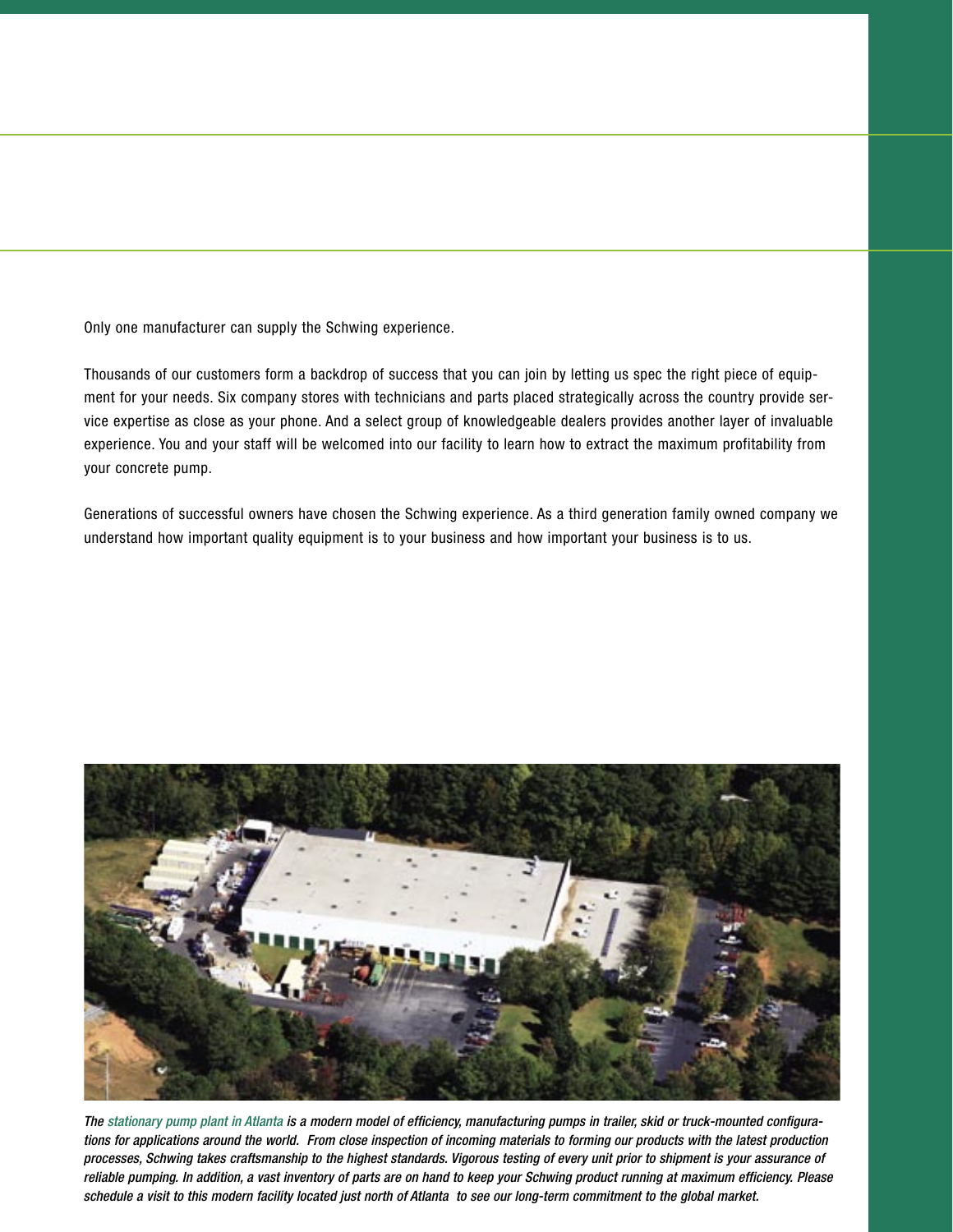Only one manufacturer can supply the Schwing experience.

Thousands of our customers form a backdrop of success that you can join by letting us spec the right piece of equipment for your needs. Six company stores with technicians and parts placed strategically across the country provide service expertise as close as your phone. And a select group of knowledgeable dealers provides another layer of invaluable experience. You and your staff will be welcomed into our facility to learn how to extract the maximum profitability from your concrete pump.

Generations of successful owners have chosen the Schwing experience. As a third generation family owned company we understand how important quality equipment is to your business and how important your business is to us.

*The stationary pump plant in Atlanta is a modern model of efficiency, manufacturing pumps in trailer, skid or truck-mounted configurations for applications around the world. From close inspection of incoming materials to forming our products with the latest production processes, Schwing takes craftsmanship to the highest standards. Vigorous testing of every unit prior to shipment is your assurance of reliable pumping. In addition, a vast inventory of parts are on hand to keep your Schwing product running at maximum efficiency. Please schedule a visit to this modern facility located just north of Atlanta to see our long-term commitment to the global market.*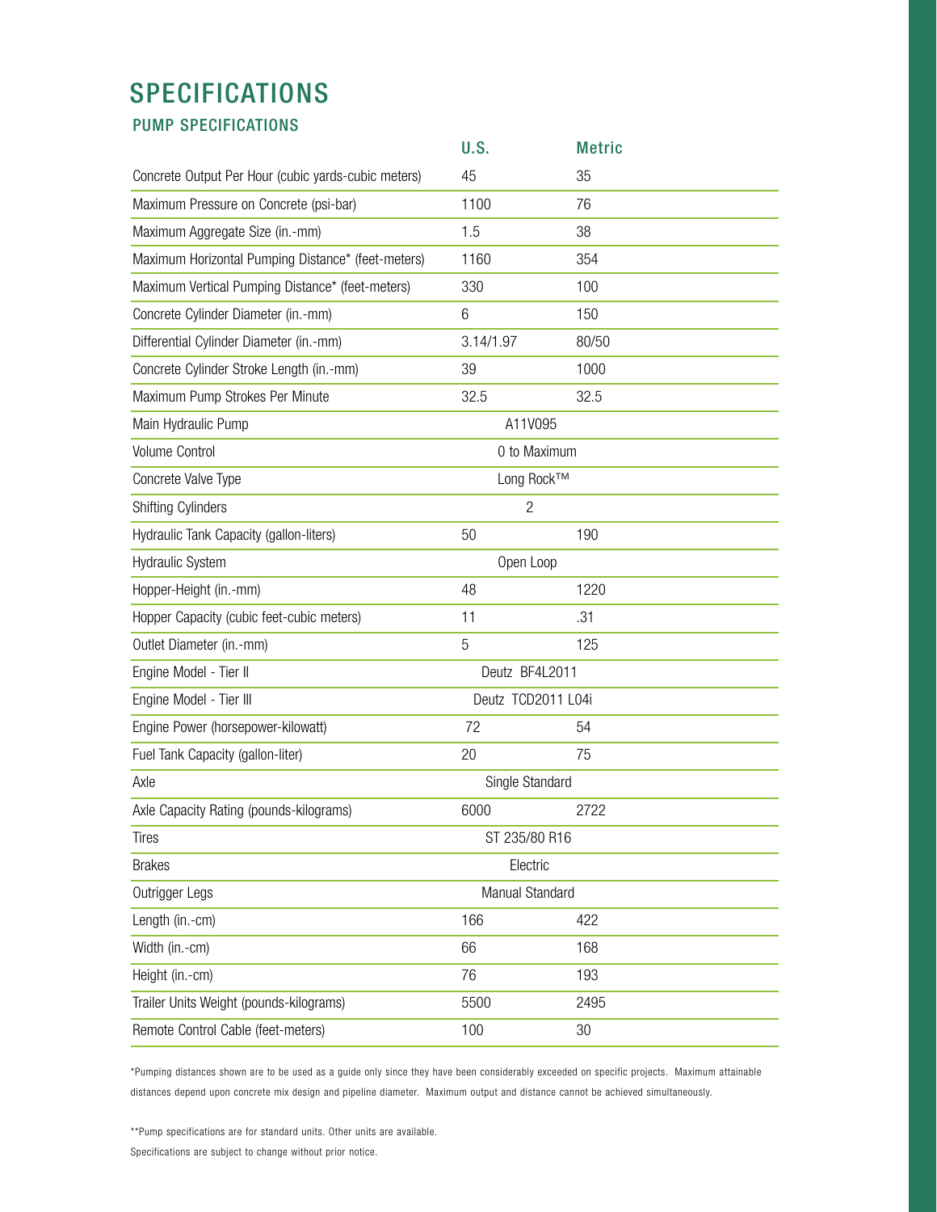# SPECIFICATIONS

## PUMP SPECIFICATIONS

| | U.S. | Metric |
|---|---|---|
| Concrete Output Per Hour (cubic yards-cubic meters) | 45 | 35 |
| Maximum Pressure on Concrete (psi-bar) | 1100 | 76 |
| Maximum Aggregate Size (in.-mm) | 1.5 | 38 |
| Maximum Horizontal Pumping Distance* (feet-meters) | 1160 | 354 |
| Maximum Vertical Pumping Distance* (feet-meters) | 330 | 100 |
| Concrete Cylinder Diameter (in.-mm) | 6 | 150 |
| Differential Cylinder Diameter (in.-mm) | 3.14/1.97 | 80/50 |
| Concrete Cylinder Stroke Length (in.-mm) | 39 | 1000 |
| Maximum Pump Strokes Per Minute | 32.5 | 32.5 |
| Main Hydraulic Pump | A11V095 | |
| Volume Control | 0 to Maximum | |
| Concrete Valve Type | Long Rock™ | |
| Shifting Cylinders | 2 | |
| Hydraulic Tank Capacity (gallon-liters) | 50 | 190 |
| Hydraulic System | Open Loop | |
| Hopper-Height (in.-mm) | 48 | 1220 |
| Hopper Capacity (cubic feet-cubic meters) | 11 | .31 |
| Outlet Diameter (in.-mm) | 5 | 125 |
| Engine Model - Tier II | Deutz BF4L2011 | |
| Engine Model - Tier III | Deutz TCD2011 L04i | |
| Engine Power (horsepower-kilowatt) | 72 | 54 |
| Fuel Tank Capacity (gallon-liter) | 20 | 75 |
| Axle | Single Standard | |
| Axle Capacity Rating (pounds-kilograms) | 6000 | 2722 |
| Tires | ST 235/80 R16 | |
| Brakes | Electric | |
| Outrigger Legs | Manual Standard | |
| Length (in.-cm) | 166 | 422 |
| Width (in.-cm) | 66 | 168 |
| Height (in.-cm) | 76 | 193 |
| Trailer Units Weight (pounds-kilograms) | 5500 | 2495 |
| Remote Control Cable (feet-meters) | 100 | 30 |

*Pumping distances shown are to be used as a guide only since they have been considerably exceeded on specific projects. Maximum attainable distances depend upon concrete mix design and pipeline diameter. Maximum output and distance cannot be achieved simultaneously.

**Pump specifications are for standard units. Other units are available.

Specifications are subject to change without prior notice.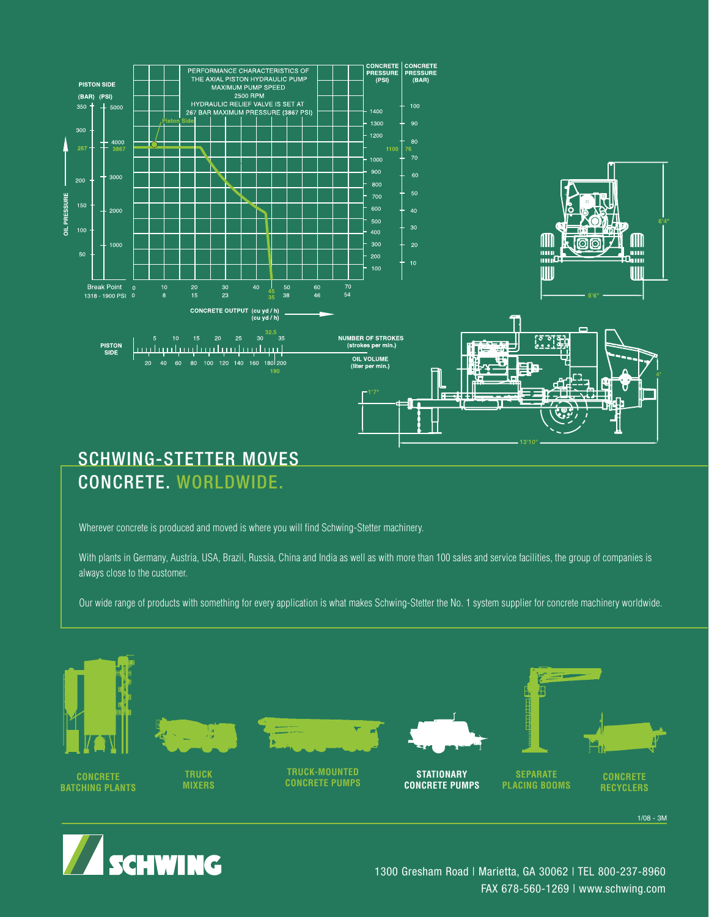PERFORMANCE CHARACTERISTICS OF THE AXIAL PISTON HYDRAULIC PUMP
MAXIMUM PUMP SPEED
2500 RPM
HYDRAULIC RELIEF VALVE IS SET AT
267 BAR MAXIMUM PRESSURE (3867 PSI)

PISTON SIDE

(BAR) (PSI)

350 5000

300 4000

267 3867

200 3000

150 2000

100 1000

50

OIL PRESSURE

Piston Side

Break Point
1318 - 1900 PSI

0 10 20 30 40 45 50 60 70

0 8 15 23 35 38 46 54

CONCRETE OUTPUT (cu yd / h) (cu yd / h)

CONCRETE PRESSURE (PSI)

1400 1300 1200 1100 1000 900 800 700 600 500 400 300 200 100

CONCRETE PRESSURE (BAR)

100 90 80 76 70 60 50 40 30 20 10

PISTON SIDE

5 10 15 20 25 30 32.5 35

NUMBER OF STROKES (strokes per min.)

20 40 60 80 100 120 140 160 180 190 200

OIL VOLUME (liter per min.)

6'4"

5'6"

4'

1'7"

13'10"

# SCHWING-STETTER MOVES CONCRETE. WORLDWIDE.

Wherever concrete is produced and moved is where you will find Schwing-Stetter machinery.

With plants in Germany, Austria, USA, Brazil, Russia, China and India as well as with more than 100 sales and service facilities, the group of companies is always close to the customer.

Our wide range of products with something for every application is what makes Schwing-Stetter the No. 1 system supplier for concrete machinery worldwide.

CONCRETE BATCHING PLANTS

TRUCK MIXERS

TRUCK-MOUNTED CONCRETE PUMPS

**STATIONARY CONCRETE PUMPS**

SEPARATE PLACING BOOMS

CONCRETE RECYCLERS

1/08 - 3M

SCHWING

1300 Gresham Road | Marietta, GA 30062 | TEL 800-237-8960
FAX 678-560-1269 | www.schwing.com